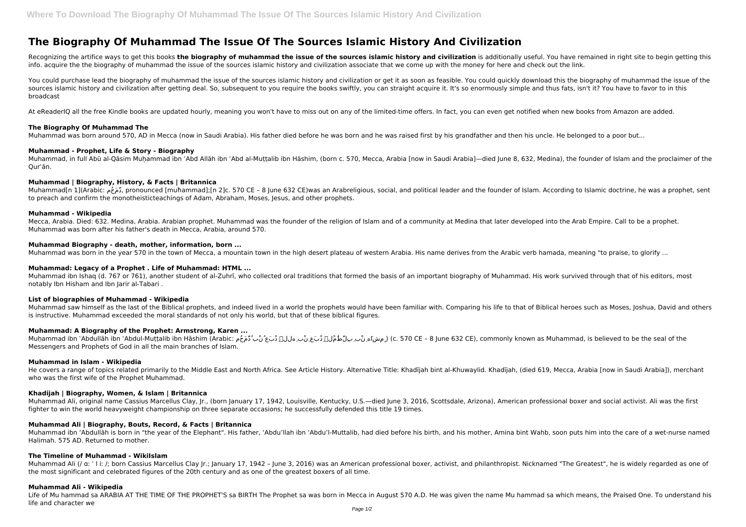# The Biography Of Muhammad The Issue Of The Sources Islamic History And Civilization

Recognizing the artifice ways to get this books **the biography of muhammad the issue of the sources islamic history and civilization** is additionally useful. You have remained in right site to begin getting this info. acquire the the biography of muhammad the issue of the sources islamic history and civilization associate that we come up with the money for here and check out the link.

You could purchase lead the biography of muhammad the issue of the sources islamic history and civilization or get it as soon as feasible. You could quickly download this the biography of muhammad the issue of the sources islamic history and civilization after getting deal. So, subsequent to you require the books swiftly, you can straight acquire it. It's so enormously simple and thus fats, isn't it? You have to favor to in this broadcast

At eReaderIQ all the free Kindle books are updated hourly, meaning you won't have to miss out on any of the limited-time offers. In fact, you can even get notified when new books from Amazon are added.

### The Biography Of Muhammad The

Muhammad was born around 570, AD in Mecca (now in Saudi Arabia). His father died before he was born and he was raised first by his grandfather and then his uncle. He belonged to a poor but...

### Muhammad - Prophet, Life & Story - Biography

Muhammad, in full Abū al-Qāsim Muḥammad ibn ʿAbd Allāh ibn ʿAbd al-Muṭṭalib ibn Hāshim, (born c. 570, Mecca, Arabia [now in Saudi Arabia]—died June 8, 632, Medina), the founder of Islam and the proclaimer of the Qurʾān.

### Muhammad | Biography, History, & Facts | Britannica

Muhammad[n 1](Arabic: مُحَمَّد, pronounced [muħammad];[n 2]c. 570 CE – 8 June 632 CE)was an Arabreligious, social, and political leader and the founder of Islam. According to Islamic doctrine, he was a prophet, sent to preach and confirm the monotheisticteachings of Adam, Abraham, Moses, Jesus, and other prophets.

### Muhammad - Wikipedia

Mecca, Arabia. Died: 632. Medina, Arabia. Arabian prophet. Muhammad was the founder of the religion of Islam and of a community at Medina that later developed into the Arab Empire. Call to be a prophet. Muhammad was born after his father's death in Mecca, Arabia, around 570.

### Muhammad Biography - death, mother, information, born ...

Muhammad was born in the year 570 in the town of Mecca, a mountain town in the high desert plateau of western Arabia. His name derives from the Arabic verb hamada, meaning "to praise, to glorify ...

### Muhammad: Legacy of a Prophet . Life of Muhammad: HTML ...

Muhammad ibn Ishaq (d. 767 or 761), another student of al-Zuhrī, who collected oral traditions that formed the basis of an important biography of Muhammad. His work survived through that of his editors, most notably Ibn Hisham and Ibn Jarir al-Tabari .

### List of biographies of Muhammad - Wikipedia

Muhammad saw himself as the last of the Biblical prophets, and indeed lived in a world the prophets would have been familiar with. Comparing his life to that of Biblical heroes such as Moses, Joshua, David and others is instructive. Muhammad exceeded the moral standards of not only his world, but that of these biblical figures.

### Muhammad: A Biography of the Prophet: Armstrong, Karen ...

Muḥammad ibn ʿAbdullāh ibn ʿAbdul-Muṭṭalib ibn Hāshim (Arabic: مُحَمَّد بْن عَبْد ٱللَّٰه بْن عَبْد ٱلْمُطَّلِب بْن هَاشِم) (c. 570 CE – 8 June 632 CE), commonly known as Muhammad, is believed to be the seal of the Messengers and Prophets of God in all the main branches of Islam.

### Muhammad in Islam - Wikipedia

He covers a range of topics related primarily to the Middle East and North Africa. See Article History. Alternative Title: Khadījah bint al-Khuwaylid. Khadījah, (died 619, Mecca, Arabia [now in Saudi Arabia]), merchant who was the first wife of the Prophet Muhammad.

### Khadijah | Biography, Women, & Islam | Britannica

Muhammad Ali, original name Cassius Marcellus Clay, Jr., (born January 17, 1942, Louisville, Kentucky, U.S.—died June 3, 2016, Scottsdale, Arizona), American professional boxer and social activist. Ali was the first fighter to win the world heavyweight championship on three separate occasions; he successfully defended this title 19 times.

### Muhammad Ali | Biography, Bouts, Record, & Facts | Britannica

Muhammad ibn 'Abdullāh is born in "the year of the Elephant". His father, 'Abdu'llah ibn 'Abdu'l-Muttalib, had died before his birth, and his mother, Amina bint Wahb, soon puts him into the care of a wet-nurse named Halimah. 575 AD. Returned to mother.

### The Timeline of Muhammad - WikiIslam

Muhammad Ali (/ ɑː ˈ l iː /; born Cassius Marcellus Clay Jr.; January 17, 1942 – June 3, 2016) was an American professional boxer, activist, and philanthropist. Nicknamed "The Greatest", he is widely regarded as one of the most significant and celebrated figures of the 20th century and as one of the greatest boxers of all time.

### Muhammad Ali - Wikipedia

Life of Mu hammad sa ARABIA AT THE TIME OF THE PROPHET'S sa BIRTH The Prophet sa was born in Mecca in August 570 A.D. He was given the name Mu hammad sa which means, the Praised One. To understand his life and character we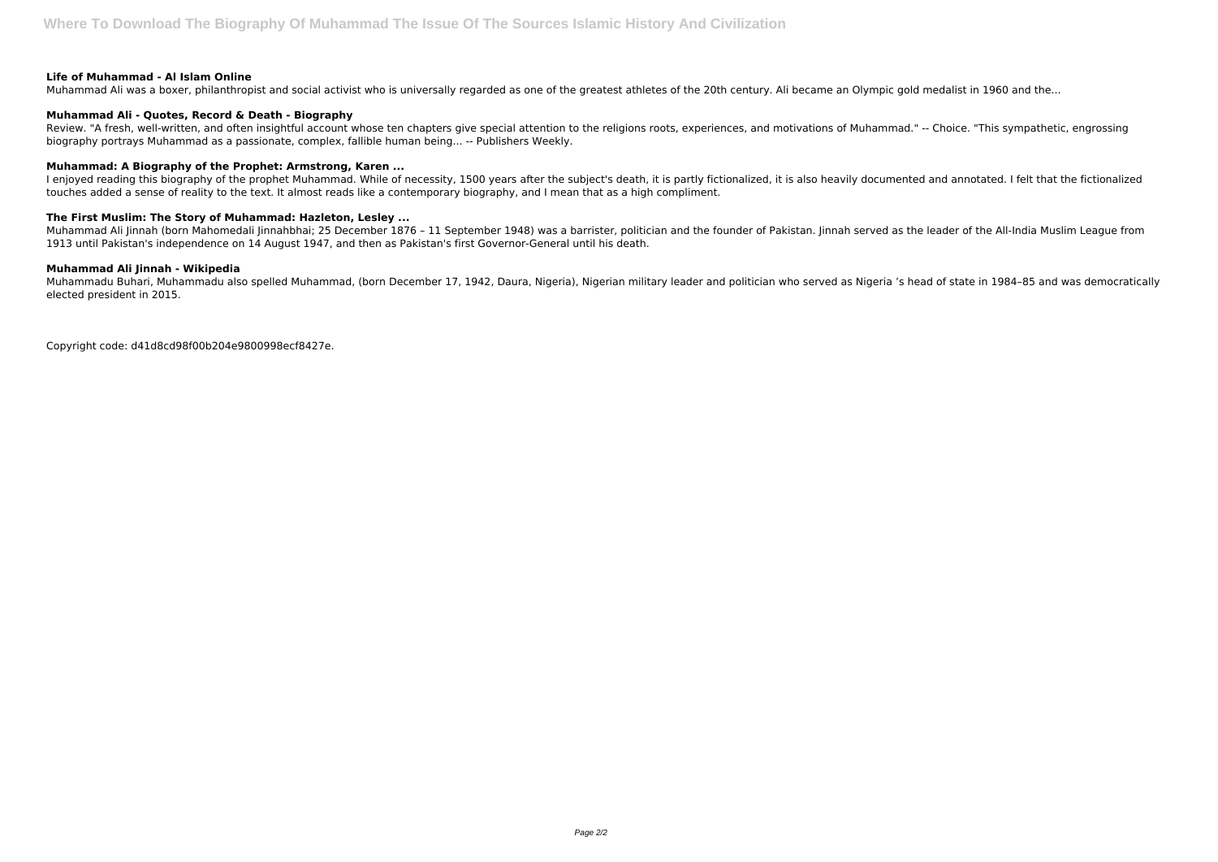### Life of Muhammad - Al Islam Online

Muhammad Ali was a boxer, philanthropist and social activist who is universally regarded as one of the greatest athletes of the 20th century. Ali became an Olympic gold medalist in 1960 and the...

### Muhammad Ali - Quotes, Record & Death - Biography

Review. "A fresh, well-written, and often insightful account whose ten chapters give special attention to the religions roots, experiences, and motivations of Muhammad." -- Choice. "This sympathetic, engrossing biography portrays Muhammad as a passionate, complex, fallible human being... -- Publishers Weekly.

### Muhammad: A Biography of the Prophet: Armstrong, Karen ...

I enjoyed reading this biography of the prophet Muhammad. While of necessity, 1500 years after the subject's death, it is partly fictionalized, it is also heavily documented and annotated. I felt that the fictionalized touches added a sense of reality to the text. It almost reads like a contemporary biography, and I mean that as a high compliment.

### The First Muslim: The Story of Muhammad: Hazleton, Lesley ...

Muhammad Ali Jinnah (born Mahomedali Jinnahbhai; 25 December 1876 – 11 September 1948) was a barrister, politician and the founder of Pakistan. Jinnah served as the leader of the All-India Muslim League from 1913 until Pakistan's independence on 14 August 1947, and then as Pakistan's first Governor-General until his death.

### Muhammad Ali Jinnah - Wikipedia

Muhammadu Buhari, Muhammadu also spelled Muhammad, (born December 17, 1942, Daura, Nigeria), Nigerian military leader and politician who served as Nigeria 's head of state in 1984–85 and was democratically elected president in 2015.

Copyright code: d41d8cd98f00b204e9800998ecf8427e.